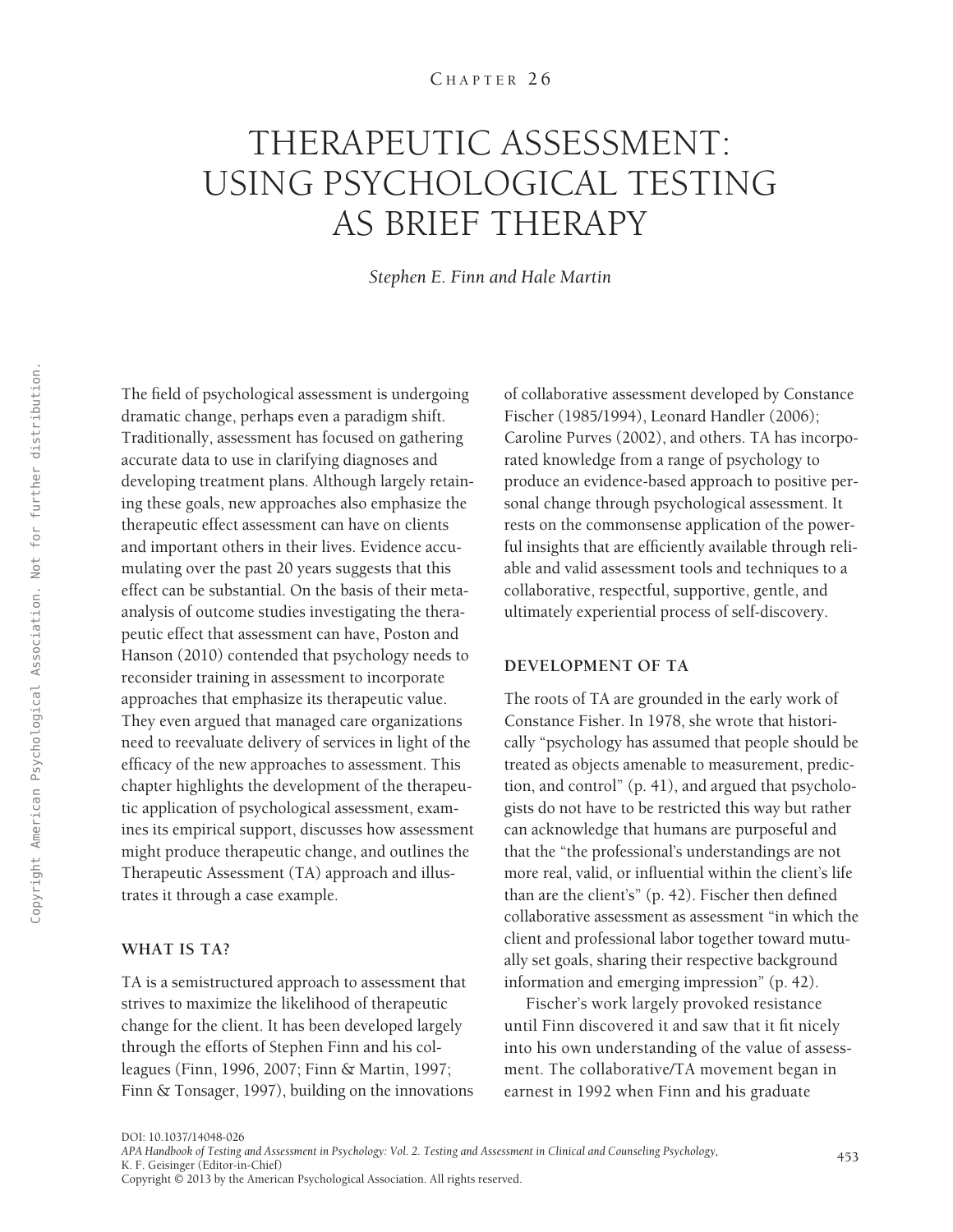Chapter 26

# THERAPEUTIC ASSESSMENT: USING PSYCHOLOGICAL TESTING AS BRIEF THERAPY

*Stephen E. Finn and Hale Martin*

The field of psychological assessment is undergoing dramatic change, perhaps even a paradigm shift. Traditionally, assessment has focused on gathering accurate data to use in clarifying diagnoses and developing treatment plans. Although largely retaining these goals, new approaches also emphasize the therapeutic effect assessment can have on clients and important others in their lives. Evidence accumulating over the past 20 years suggests that this effect can be substantial. On the basis of their meta-analysis of outcome studies investigating the therapeutic effect that assessment can have, Poston and Hanson (2010) contended that psychology needs to reconsider training in assessment to incorporate approaches that emphasize its therapeutic value. They even argued that managed care organizations need to reevaluate delivery of services in light of the efficacy of the new approaches to assessment. This chapter highlights the development of the therapeutic application of psychological assessment, examines its empirical support, discusses how assessment might produce therapeutic change, and outlines the Therapeutic Assessment (TA) approach and illustrates it through a case example.

## WHAT IS TA?

TA is a semistructured approach to assessment that strives to maximize the likelihood of therapeutic change for the client. It has been developed largely through the efforts of Stephen Finn and his colleagues (Finn, 1996, 2007; Finn & Martin, 1997; Finn & Tonsager, 1997), building on the innovations of collaborative assessment developed by Constance Fischer (1985/1994), Leonard Handler (2006); Caroline Purves (2002), and others. TA has incorporated knowledge from a range of psychology to produce an evidence-based approach to positive personal change through psychological assessment. It rests on the commonsense application of the powerful insights that are efficiently available through reliable and valid assessment tools and techniques to a collaborative, respectful, supportive, gentle, and ultimately experiential process of self-discovery.

## DEVELOPMENT OF TA

The roots of TA are grounded in the early work of Constance Fisher. In 1978, she wrote that historically "psychology has assumed that people should be treated as objects amenable to measurement, prediction, and control" (p. 41), and argued that psychologists do not have to be restricted this way but rather can acknowledge that humans are purposeful and that the "the professional's understandings are not more real, valid, or influential within the client's life than are the client's" (p. 42). Fischer then defined collaborative assessment as assessment "in which the client and professional labor together toward mutually set goals, sharing their respective background information and emerging impression" (p. 42).

Fischer's work largely provoked resistance until Finn discovered it and saw that it fit nicely into his own understanding of the value of assessment. The collaborative/TA movement began in earnest in 1992 when Finn and his graduate

DOI: 10.1037/14048-026
*APA Handbook of Testing and Assessment in Psychology: Vol. 2. Testing and Assessment in Clinical and Counseling Psychology,* K. F. Geisinger (Editor-in-Chief)
Copyright © 2013 by the American Psychological Association. All rights reserved.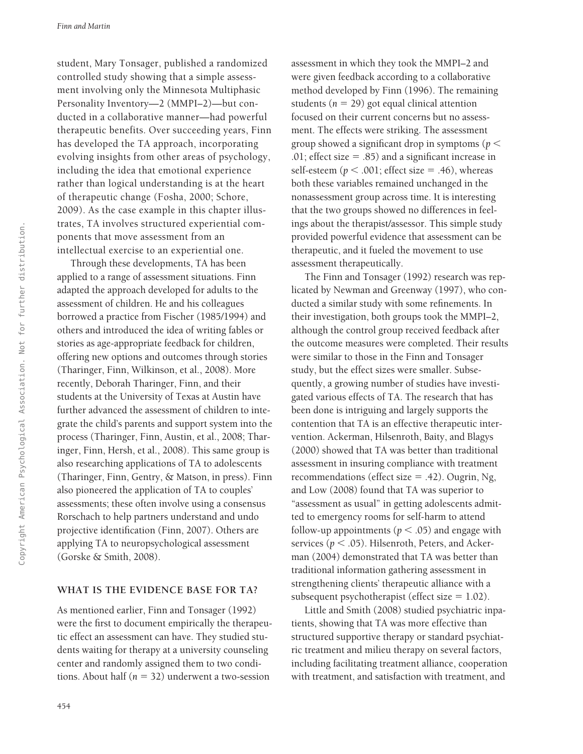student, Mary Tonsager, published a randomized controlled study showing that a simple assessment involving only the Minnesota Multiphasic Personality Inventory—2 (MMPI–2)—but conducted in a collaborative manner—had powerful therapeutic benefits. Over succeeding years, Finn has developed the TA approach, incorporating evolving insights from other areas of psychology, including the idea that emotional experience rather than logical understanding is at the heart of therapeutic change (Fosha, 2000; Schore, 2009). As the case example in this chapter illustrates, TA involves structured experiential components that move assessment from an intellectual exercise to an experiential one.

Through these developments, TA has been applied to a range of assessment situations. Finn adapted the approach developed for adults to the assessment of children. He and his colleagues borrowed a practice from Fischer (1985/1994) and others and introduced the idea of writing fables or stories as age-appropriate feedback for children, offering new options and outcomes through stories (Tharinger, Finn, Wilkinson, et al., 2008). More recently, Deborah Tharinger, Finn, and their students at the University of Texas at Austin have further advanced the assessment of children to integrate the child's parents and support system into the process (Tharinger, Finn, Austin, et al., 2008; Tharinger, Finn, Hersh, et al., 2008). This same group is also researching applications of TA to adolescents (Tharinger, Finn, Gentry, & Matson, in press). Finn also pioneered the application of TA to couples' assessments; these often involve using a consensus Rorschach to help partners understand and undo projective identification (Finn, 2007). Others are applying TA to neuropsychological assessment (Gorske & Smith, 2008).

## WHAT IS THE EVIDENCE BASE FOR TA?

As mentioned earlier, Finn and Tonsager (1992) were the first to document empirically the therapeutic effect an assessment can have. They studied students waiting for therapy at a university counseling center and randomly assigned them to two conditions. About half ($n = 32$) underwent a two-session assessment in which they took the MMPI–2 and were given feedback according to a collaborative method developed by Finn (1996). The remaining students ($n = 29$) got equal clinical attention focused on their current concerns but no assessment. The effects were striking. The assessment group showed a significant drop in symptoms ($p < .01$; effect size $= .85$) and a significant increase in self-esteem ($p < .001$; effect size $= .46$), whereas both these variables remained unchanged in the nonassessment group across time. It is interesting that the two groups showed no differences in feelings about the therapist/assessor. This simple study provided powerful evidence that assessment can be therapeutic, and it fueled the movement to use assessment therapeutically.

The Finn and Tonsager (1992) research was replicated by Newman and Greenway (1997), who conducted a similar study with some refinements. In their investigation, both groups took the MMPI–2, although the control group received feedback after the outcome measures were completed. Their results were similar to those in the Finn and Tonsager study, but the effect sizes were smaller. Subsequently, a growing number of studies have investigated various effects of TA. The research that has been done is intriguing and largely supports the contention that TA is an effective therapeutic intervention. Ackerman, Hilsenroth, Baity, and Blagys (2000) showed that TA was better than traditional assessment in insuring compliance with treatment recommendations (effect size $= .42$). Ougrin, Ng, and Low (2008) found that TA was superior to "assessment as usual" in getting adolescents admitted to emergency rooms for self-harm to attend follow-up appointments ($p < .05$) and engage with services ($p < .05$). Hilsenroth, Peters, and Ackerman (2004) demonstrated that TA was better than traditional information gathering assessment in strengthening clients' therapeutic alliance with a subsequent psychotherapist (effect size $= 1.02$).

Little and Smith (2008) studied psychiatric inpatients, showing that TA was more effective than structured supportive therapy or standard psychiatric treatment and milieu therapy on several factors, including facilitating treatment alliance, cooperation with treatment, and satisfaction with treatment, and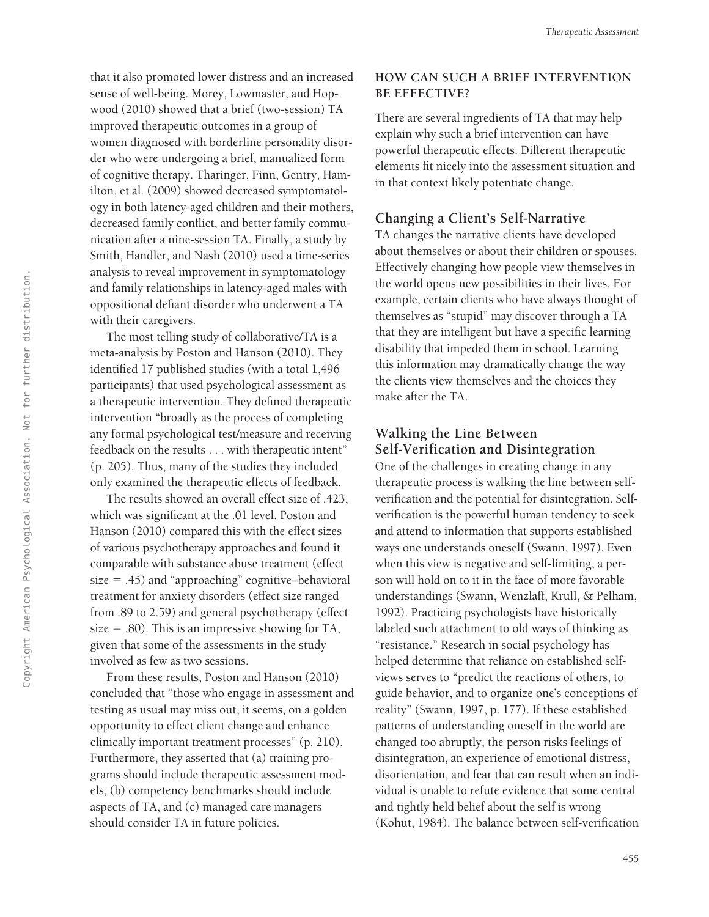that it also promoted lower distress and an increased sense of well-being. Morey, Lowmaster, and Hopwood (2010) showed that a brief (two-session) TA improved therapeutic outcomes in a group of women diagnosed with borderline personality disorder who were undergoing a brief, manualized form of cognitive therapy. Tharinger, Finn, Gentry, Hamilton, et al. (2009) showed decreased symptomatology in both latency-aged children and their mothers, decreased family conflict, and better family communication after a nine-session TA. Finally, a study by Smith, Handler, and Nash (2010) used a time-series analysis to reveal improvement in symptomatology and family relationships in latency-aged males with oppositional defiant disorder who underwent a TA with their caregivers.

The most telling study of collaborative/TA is a meta-analysis by Poston and Hanson (2010). They identified 17 published studies (with a total 1,496 participants) that used psychological assessment as a therapeutic intervention. They defined therapeutic intervention "broadly as the process of completing any formal psychological test/measure and receiving feedback on the results . . . with therapeutic intent" (p. 205). Thus, many of the studies they included only examined the therapeutic effects of feedback.

The results showed an overall effect size of .423, which was significant at the .01 level. Poston and Hanson (2010) compared this with the effect sizes of various psychotherapy approaches and found it comparable with substance abuse treatment (effect size = .45) and "approaching" cognitive–behavioral treatment for anxiety disorders (effect size ranged from .89 to 2.59) and general psychotherapy (effect size = .80). This is an impressive showing for TA, given that some of the assessments in the study involved as few as two sessions.

From these results, Poston and Hanson (2010) concluded that "those who engage in assessment and testing as usual may miss out, it seems, on a golden opportunity to effect client change and enhance clinically important treatment processes" (p. 210). Furthermore, they asserted that (a) training programs should include therapeutic assessment models, (b) competency benchmarks should include aspects of TA, and (c) managed care managers should consider TA in future policies.

## HOW CAN SUCH A BRIEF INTERVENTION BE EFFECTIVE?

There are several ingredients of TA that may help explain why such a brief intervention can have powerful therapeutic effects. Different therapeutic elements fit nicely into the assessment situation and in that context likely potentiate change.

### Changing a Client's Self-Narrative

TA changes the narrative clients have developed about themselves or about their children or spouses. Effectively changing how people view themselves in the world opens new possibilities in their lives. For example, certain clients who have always thought of themselves as "stupid" may discover through a TA that they are intelligent but have a specific learning disability that impeded them in school. Learning this information may dramatically change the way the clients view themselves and the choices they make after the TA.

### Walking the Line Between Self-Verification and Disintegration

One of the challenges in creating change in any therapeutic process is walking the line between self-verification and the potential for disintegration. Self-verification is the powerful human tendency to seek and attend to information that supports established ways one understands oneself (Swann, 1997). Even when this view is negative and self-limiting, a person will hold on to it in the face of more favorable understandings (Swann, Wenzlaff, Krull, & Pelham, 1992). Practicing psychologists have historically labeled such attachment to old ways of thinking as "resistance." Research in social psychology has helped determine that reliance on established self-views serves to "predict the reactions of others, to guide behavior, and to organize one's conceptions of reality" (Swann, 1997, p. 177). If these established patterns of understanding oneself in the world are changed too abruptly, the person risks feelings of disintegration, an experience of emotional distress, disorientation, and fear that can result when an individual is unable to refute evidence that some central and tightly held belief about the self is wrong (Kohut, 1984). The balance between self-verification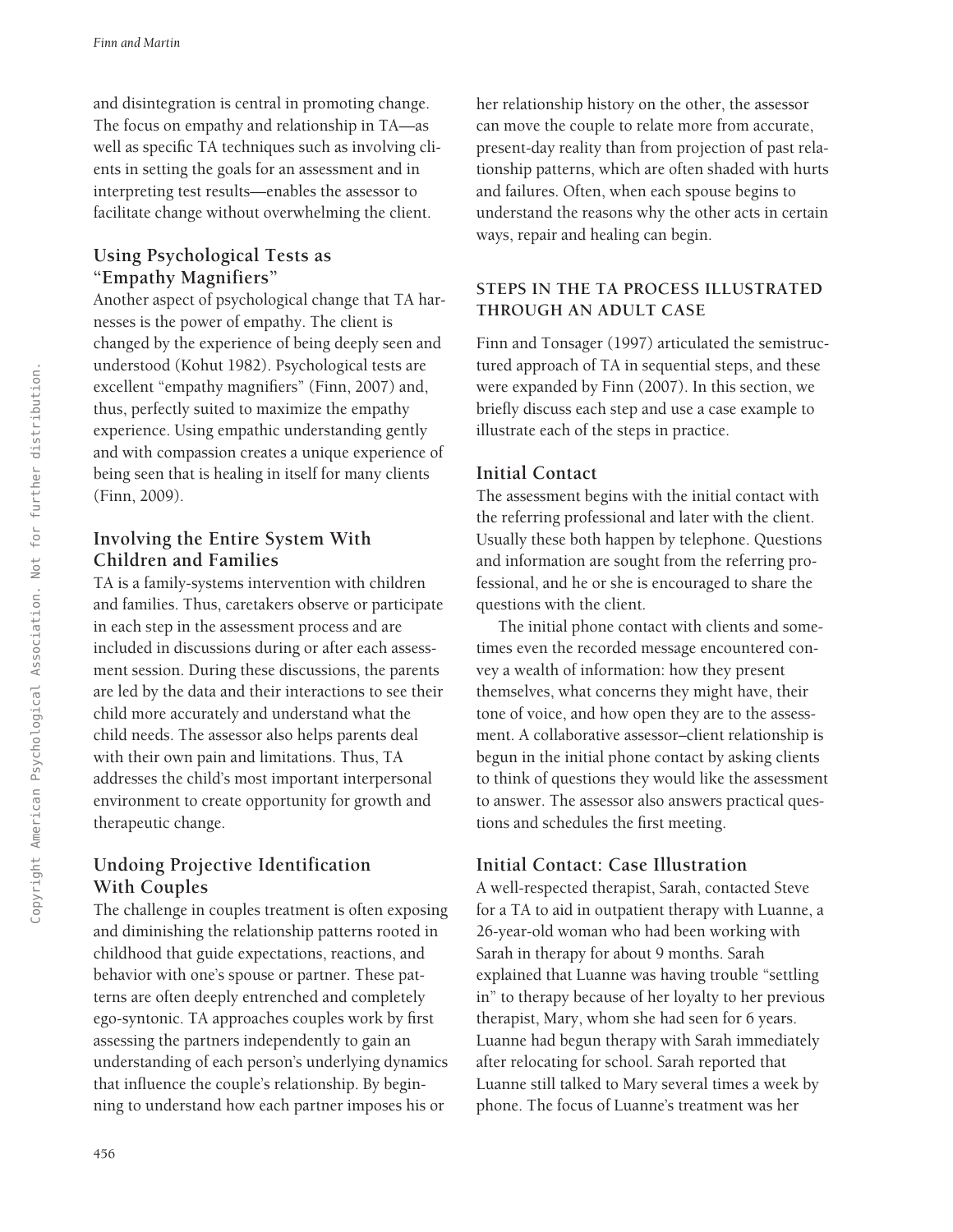and disintegration is central in promoting change. The focus on empathy and relationship in TA—as well as specific TA techniques such as involving clients in setting the goals for an assessment and in interpreting test results—enables the assessor to facilitate change without overwhelming the client.

### Using Psychological Tests as "Empathy Magnifiers"

Another aspect of psychological change that TA harnesses is the power of empathy. The client is changed by the experience of being deeply seen and understood (Kohut 1982). Psychological tests are excellent "empathy magnifiers" (Finn, 2007) and, thus, perfectly suited to maximize the empathy experience. Using empathic understanding gently and with compassion creates a unique experience of being seen that is healing in itself for many clients (Finn, 2009).

### Involving the Entire System With Children and Families

TA is a family-systems intervention with children and families. Thus, caretakers observe or participate in each step in the assessment process and are included in discussions during or after each assessment session. During these discussions, the parents are led by the data and their interactions to see their child more accurately and understand what the child needs. The assessor also helps parents deal with their own pain and limitations. Thus, TA addresses the child's most important interpersonal environment to create opportunity for growth and therapeutic change.

### Undoing Projective Identification With Couples

The challenge in couples treatment is often exposing and diminishing the relationship patterns rooted in childhood that guide expectations, reactions, and behavior with one's spouse or partner. These patterns are often deeply entrenched and completely ego-syntonic. TA approaches couples work by first assessing the partners independently to gain an understanding of each person's underlying dynamics that influence the couple's relationship. By beginning to understand how each partner imposes his or her relationship history on the other, the assessor can move the couple to relate more from accurate, present-day reality than from projection of past relationship patterns, which are often shaded with hurts and failures. Often, when each spouse begins to understand the reasons why the other acts in certain ways, repair and healing can begin.

## STEPS IN THE TA PROCESS ILLUSTRATED THROUGH AN ADULT CASE

Finn and Tonsager (1997) articulated the semistructured approach of TA in sequential steps, and these were expanded by Finn (2007). In this section, we briefly discuss each step and use a case example to illustrate each of the steps in practice.

### Initial Contact

The assessment begins with the initial contact with the referring professional and later with the client. Usually these both happen by telephone. Questions and information are sought from the referring professional, and he or she is encouraged to share the questions with the client.

The initial phone contact with clients and sometimes even the recorded message encountered convey a wealth of information: how they present themselves, what concerns they might have, their tone of voice, and how open they are to the assessment. A collaborative assessor–client relationship is begun in the initial phone contact by asking clients to think of questions they would like the assessment to answer. The assessor also answers practical questions and schedules the first meeting.

### Initial Contact: Case Illustration

A well-respected therapist, Sarah, contacted Steve for a TA to aid in outpatient therapy with Luanne, a 26-year-old woman who had been working with Sarah in therapy for about 9 months. Sarah explained that Luanne was having trouble "settling in" to therapy because of her loyalty to her previous therapist, Mary, whom she had seen for 6 years. Luanne had begun therapy with Sarah immediately after relocating for school. Sarah reported that Luanne still talked to Mary several times a week by phone. The focus of Luanne's treatment was her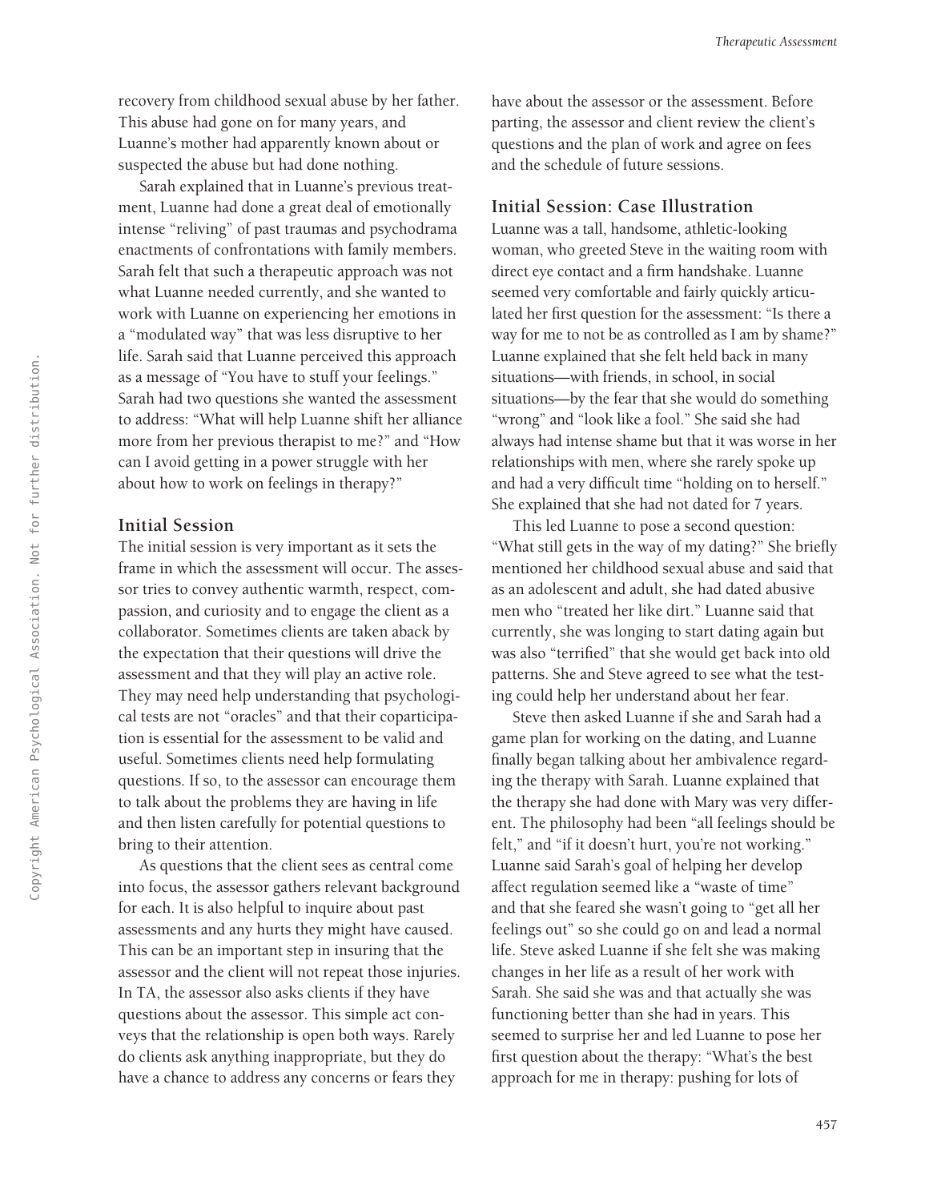recovery from childhood sexual abuse by her father. This abuse had gone on for many years, and Luanne's mother had apparently known about or suspected the abuse but had done nothing.

Sarah explained that in Luanne's previous treatment, Luanne had done a great deal of emotionally intense "reliving" of past traumas and psychodrama enactments of confrontations with family members. Sarah felt that such a therapeutic approach was not what Luanne needed currently, and she wanted to work with Luanne on experiencing her emotions in a "modulated way" that was less disruptive to her life. Sarah said that Luanne perceived this approach as a message of "You have to stuff your feelings." Sarah had two questions she wanted the assessment to address: "What will help Luanne shift her alliance more from her previous therapist to me?" and "How can I avoid getting in a power struggle with her about how to work on feelings in therapy?"

## Initial Session

The initial session is very important as it sets the frame in which the assessment will occur. The assessor tries to convey authentic warmth, respect, compassion, and curiosity and to engage the client as a collaborator. Sometimes clients are taken aback by the expectation that their questions will drive the assessment and that they will play an active role. They may need help understanding that psychological tests are not "oracles" and that their coparticipation is essential for the assessment to be valid and useful. Sometimes clients need help formulating questions. If so, to the assessor can encourage them to talk about the problems they are having in life and then listen carefully for potential questions to bring to their attention.

As questions that the client sees as central come into focus, the assessor gathers relevant background for each. It is also helpful to inquire about past assessments and any hurts they might have caused. This can be an important step in insuring that the assessor and the client will not repeat those injuries. In TA, the assessor also asks clients if they have questions about the assessor. This simple act conveys that the relationship is open both ways. Rarely do clients ask anything inappropriate, but they do have a chance to address any concerns or fears they have about the assessor or the assessment. Before parting, the assessor and client review the client's questions and the plan of work and agree on fees and the schedule of future sessions.

## Initial Session: Case Illustration

Luanne was a tall, handsome, athletic-looking woman, who greeted Steve in the waiting room with direct eye contact and a firm handshake. Luanne seemed very comfortable and fairly quickly articulated her first question for the assessment: "Is there a way for me to not be as controlled as I am by shame?" Luanne explained that she felt held back in many situations—with friends, in school, in social situations—by the fear that she would do something "wrong" and "look like a fool." She said she had always had intense shame but that it was worse in her relationships with men, where she rarely spoke up and had a very difficult time "holding on to herself." She explained that she had not dated for 7 years.

This led Luanne to pose a second question: "What still gets in the way of my dating?" She briefly mentioned her childhood sexual abuse and said that as an adolescent and adult, she had dated abusive men who "treated her like dirt." Luanne said that currently, she was longing to start dating again but was also "terrified" that she would get back into old patterns. She and Steve agreed to see what the testing could help her understand about her fear.

Steve then asked Luanne if she and Sarah had a game plan for working on the dating, and Luanne finally began talking about her ambivalence regarding the therapy with Sarah. Luanne explained that the therapy she had done with Mary was very different. The philosophy had been "all feelings should be felt," and "if it doesn't hurt, you're not working." Luanne said Sarah's goal of helping her develop affect regulation seemed like a "waste of time" and that she feared she wasn't going to "get all her feelings out" so she could go on and lead a normal life. Steve asked Luanne if she felt she was making changes in her life as a result of her work with Sarah. She said she was and that actually she was functioning better than she had in years. This seemed to surprise her and led Luanne to pose her first question about the therapy: "What's the best approach for me in therapy: pushing for lots of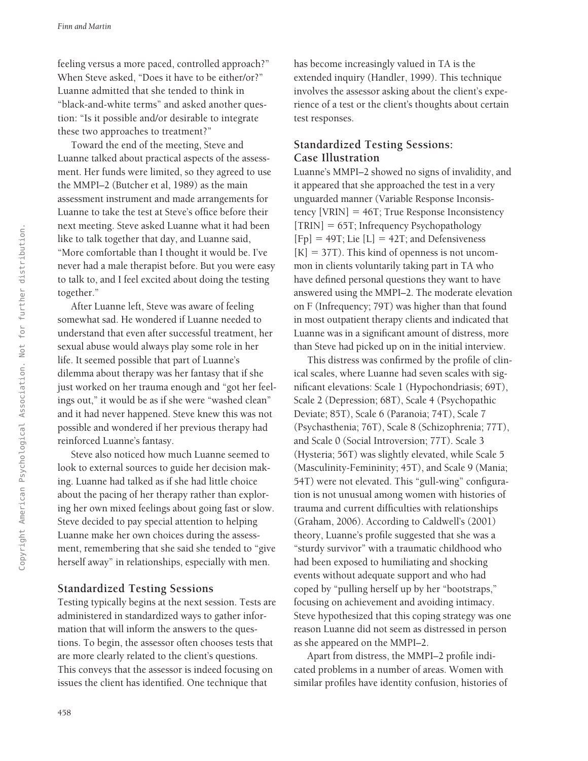feeling versus a more paced, controlled approach?" When Steve asked, "Does it have to be either/or?" Luanne admitted that she tended to think in "black-and-white terms" and asked another question: "Is it possible and/or desirable to integrate these two approaches to treatment?"

Toward the end of the meeting, Steve and Luanne talked about practical aspects of the assessment. Her funds were limited, so they agreed to use the MMPI–2 (Butcher et al, 1989) as the main assessment instrument and made arrangements for Luanne to take the test at Steve's office before their next meeting. Steve asked Luanne what it had been like to talk together that day, and Luanne said, "More comfortable than I thought it would be. I've never had a male therapist before. But you were easy to talk to, and I feel excited about doing the testing together."

After Luanne left, Steve was aware of feeling somewhat sad. He wondered if Luanne needed to understand that even after successful treatment, her sexual abuse would always play some role in her life. It seemed possible that part of Luanne's dilemma about therapy was her fantasy that if she just worked on her trauma enough and "got her feelings out," it would be as if she were "washed clean" and it had never happened. Steve knew this was not possible and wondered if her previous therapy had reinforced Luanne's fantasy.

Steve also noticed how much Luanne seemed to look to external sources to guide her decision making. Luanne had talked as if she had little choice about the pacing of her therapy rather than exploring her own mixed feelings about going fast or slow. Steve decided to pay special attention to helping Luanne make her own choices during the assessment, remembering that she said she tended to "give herself away" in relationships, especially with men.

## Standardized Testing Sessions

Testing typically begins at the next session. Tests are administered in standardized ways to gather information that will inform the answers to the questions. To begin, the assessor often chooses tests that are more clearly related to the client's questions. This conveys that the assessor is indeed focusing on issues the client has identified. One technique that has become increasingly valued in TA is the extended inquiry (Handler, 1999). This technique involves the assessor asking about the client's experience of a test or the client's thoughts about certain test responses.

## Standardized Testing Sessions: Case Illustration

Luanne's MMPI–2 showed no signs of invalidity, and it appeared that she approached the test in a very unguarded manner (Variable Response Inconsistency [VRIN] = 46T; True Response Inconsistency [TRIN] = 65T; Infrequency Psychopathology [Fp] = 49T; Lie [L] = 42T; and Defensiveness [K] = 37T). This kind of openness is not uncommon in clients voluntarily taking part in TA who have defined personal questions they want to have answered using the MMPI–2. The moderate elevation on F (Infrequency; 79T) was higher than that found in most outpatient therapy clients and indicated that Luanne was in a significant amount of distress, more than Steve had picked up on in the initial interview.

This distress was confirmed by the profile of clinical scales, where Luanne had seven scales with significant elevations: Scale 1 (Hypochondriasis; 69T), Scale 2 (Depression; 68T), Scale 4 (Psychopathic Deviate; 85T), Scale 6 (Paranoia; 74T), Scale 7 (Psychasthenia; 76T), Scale 8 (Schizophrenia; 77T), and Scale 0 (Social Introversion; 77T). Scale 3 (Hysteria; 56T) was slightly elevated, while Scale 5 (Masculinity-Femininity; 45T), and Scale 9 (Mania; 54T) were not elevated. This "gull-wing" configuration is not unusual among women with histories of trauma and current difficulties with relationships (Graham, 2006). According to Caldwell's (2001) theory, Luanne's profile suggested that she was a "sturdy survivor" with a traumatic childhood who had been exposed to humiliating and shocking events without adequate support and who had coped by "pulling herself up by her "bootstraps," focusing on achievement and avoiding intimacy. Steve hypothesized that this coping strategy was one reason Luanne did not seem as distressed in person as she appeared on the MMPI–2.

Apart from distress, the MMPI–2 profile indicated problems in a number of areas. Women with similar profiles have identity confusion, histories of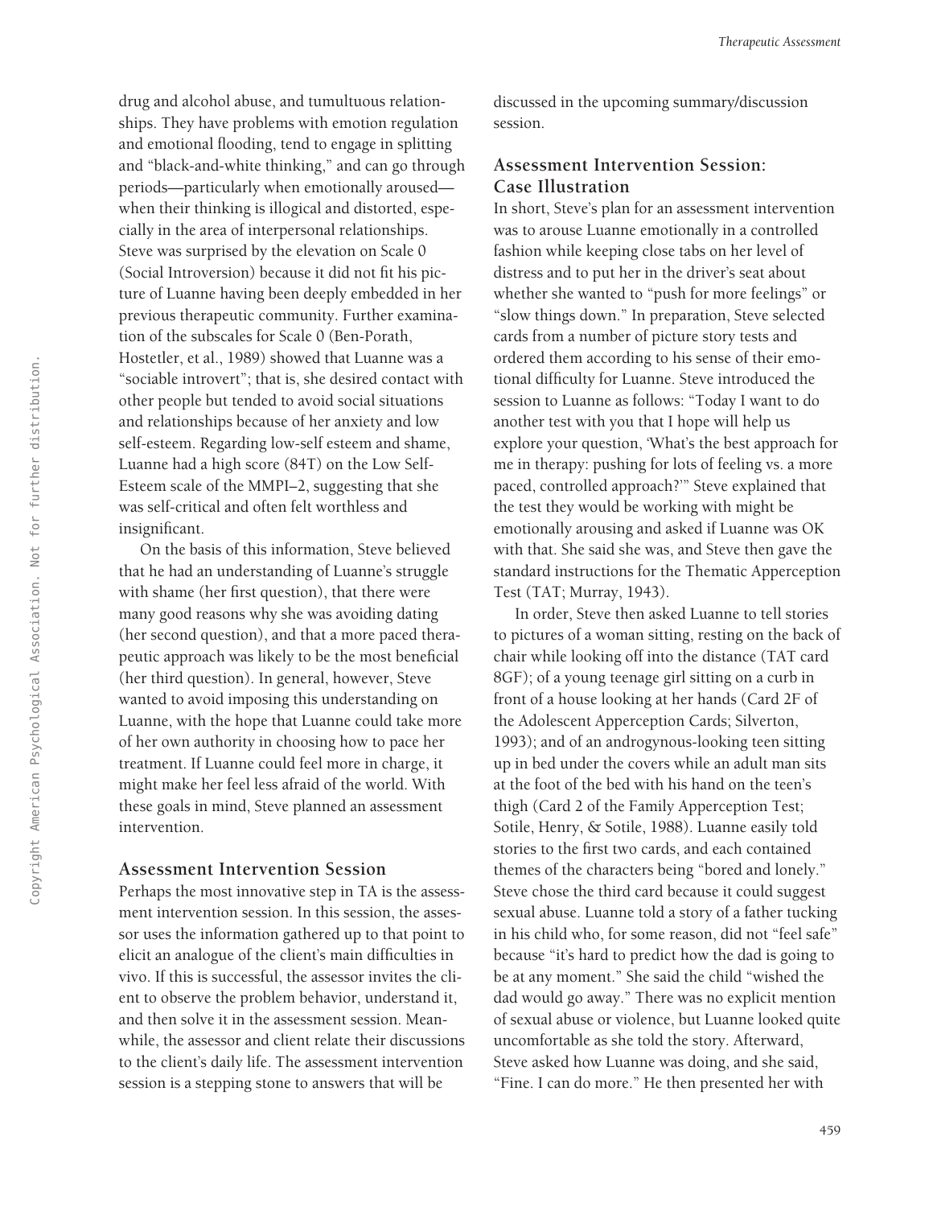drug and alcohol abuse, and tumultuous relationships. They have problems with emotion regulation and emotional flooding, tend to engage in splitting and "black-and-white thinking," and can go through periods—particularly when emotionally aroused—when their thinking is illogical and distorted, especially in the area of interpersonal relationships. Steve was surprised by the elevation on Scale 0 (Social Introversion) because it did not fit his picture of Luanne having been deeply embedded in her previous therapeutic community. Further examination of the subscales for Scale 0 (Ben-Porath, Hostetler, et al., 1989) showed that Luanne was a "sociable introvert"; that is, she desired contact with other people but tended to avoid social situations and relationships because of her anxiety and low self-esteem. Regarding low-self esteem and shame, Luanne had a high score (84T) on the Low Self-Esteem scale of the MMPI–2, suggesting that she was self-critical and often felt worthless and insignificant.

On the basis of this information, Steve believed that he had an understanding of Luanne's struggle with shame (her first question), that there were many good reasons why she was avoiding dating (her second question), and that a more paced therapeutic approach was likely to be the most beneficial (her third question). In general, however, Steve wanted to avoid imposing this understanding on Luanne, with the hope that Luanne could take more of her own authority in choosing how to pace her treatment. If Luanne could feel more in charge, it might make her feel less afraid of the world. With these goals in mind, Steve planned an assessment intervention.

### Assessment Intervention Session

Perhaps the most innovative step in TA is the assessment intervention session. In this session, the assessor uses the information gathered up to that point to elicit an analogue of the client's main difficulties in vivo. If this is successful, the assessor invites the client to observe the problem behavior, understand it, and then solve it in the assessment session. Meanwhile, the assessor and client relate their discussions to the client's daily life. The assessment intervention session is a stepping stone to answers that will be discussed in the upcoming summary/discussion session.

### Assessment Intervention Session: Case Illustration

In short, Steve's plan for an assessment intervention was to arouse Luanne emotionally in a controlled fashion while keeping close tabs on her level of distress and to put her in the driver's seat about whether she wanted to "push for more feelings" or "slow things down." In preparation, Steve selected cards from a number of picture story tests and ordered them according to his sense of their emotional difficulty for Luanne. Steve introduced the session to Luanne as follows: "Today I want to do another test with you that I hope will help us explore your question, 'What's the best approach for me in therapy: pushing for lots of feeling vs. a more paced, controlled approach?'" Steve explained that the test they would be working with might be emotionally arousing and asked if Luanne was OK with that. She said she was, and Steve then gave the standard instructions for the Thematic Apperception Test (TAT; Murray, 1943).

In order, Steve then asked Luanne to tell stories to pictures of a woman sitting, resting on the back of chair while looking off into the distance (TAT card 8GF); of a young teenage girl sitting on a curb in front of a house looking at her hands (Card 2F of the Adolescent Apperception Cards; Silverton, 1993); and of an androgynous-looking teen sitting up in bed under the covers while an adult man sits at the foot of the bed with his hand on the teen's thigh (Card 2 of the Family Apperception Test; Sotile, Henry, & Sotile, 1988). Luanne easily told stories to the first two cards, and each contained themes of the characters being "bored and lonely." Steve chose the third card because it could suggest sexual abuse. Luanne told a story of a father tucking in his child who, for some reason, did not "feel safe" because "it's hard to predict how the dad is going to be at any moment." She said the child "wished the dad would go away." There was no explicit mention of sexual abuse or violence, but Luanne looked quite uncomfortable as she told the story. Afterward, Steve asked how Luanne was doing, and she said, "Fine. I can do more." He then presented her with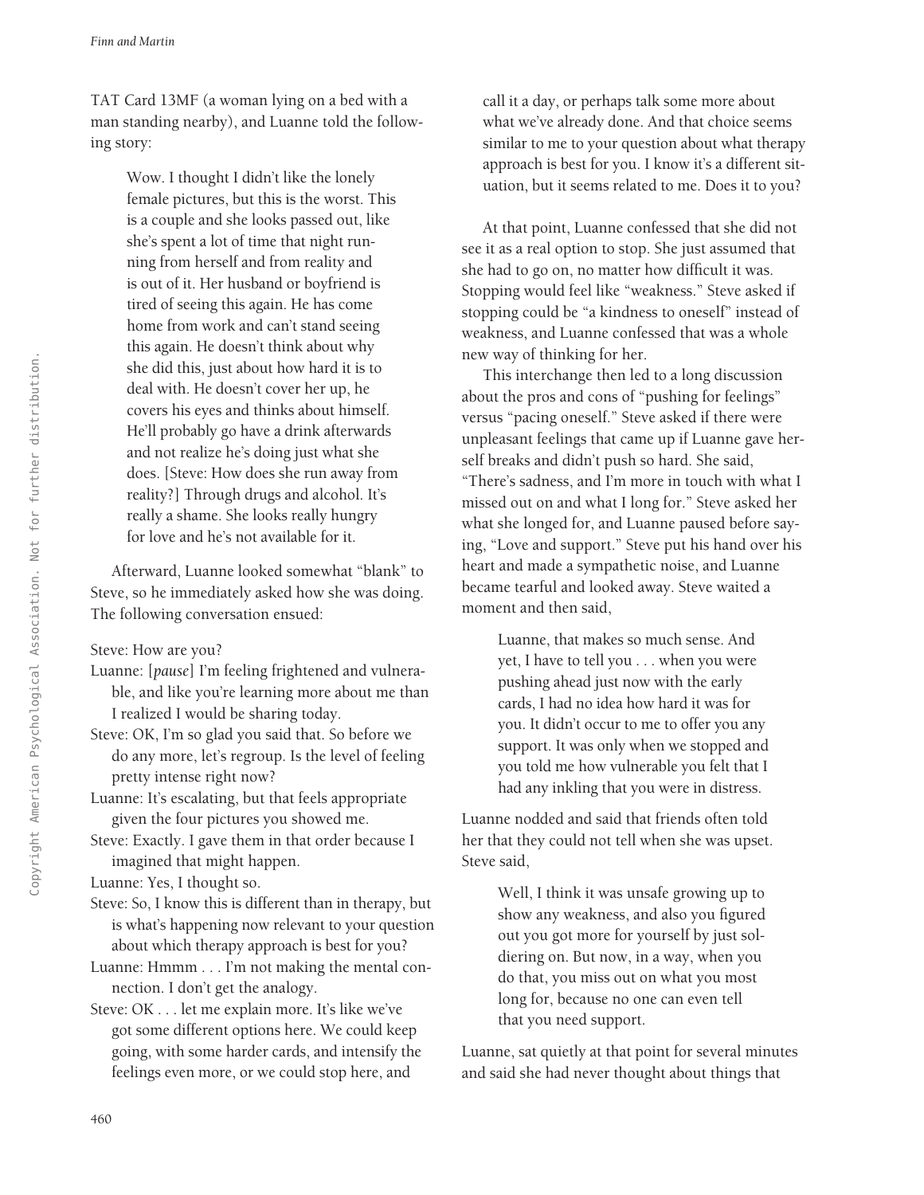TAT Card 13MF (a woman lying on a bed with a man standing nearby), and Luanne told the following story:

> Wow. I thought I didn't like the lonely female pictures, but this is the worst. This is a couple and she looks passed out, like she's spent a lot of time that night running from herself and from reality and is out of it. Her husband or boyfriend is tired of seeing this again. He has come home from work and can't stand seeing this again. He doesn't think about why she did this, just about how hard it is to deal with. He doesn't cover her up, he covers his eyes and thinks about himself. He'll probably go have a drink afterwards and not realize he's doing just what she does. [Steve: How does she run away from reality?] Through drugs and alcohol. It's really a shame. She looks really hungry for love and he's not available for it.

Afterward, Luanne looked somewhat "blank" to Steve, so he immediately asked how she was doing. The following conversation ensued:

Steve: How are you?

Luanne: [*pause*] I'm feeling frightened and vulnerable, and like you're learning more about me than I realized I would be sharing today.

Steve: OK, I'm so glad you said that. So before we do any more, let's regroup. Is the level of feeling pretty intense right now?

Luanne: It's escalating, but that feels appropriate given the four pictures you showed me.

Steve: Exactly. I gave them in that order because I imagined that might happen.

Luanne: Yes, I thought so.

Steve: So, I know this is different than in therapy, but is what's happening now relevant to your question about which therapy approach is best for you?

Luanne: Hmmm . . . I'm not making the mental connection. I don't get the analogy.

Steve: OK . . . let me explain more. It's like we've got some different options here. We could keep going, with some harder cards, and intensify the feelings even more, or we could stop here, and call it a day, or perhaps talk some more about what we've already done. And that choice seems similar to me to your question about what therapy approach is best for you. I know it's a different situation, but it seems related to me. Does it to you?

At that point, Luanne confessed that she did not see it as a real option to stop. She just assumed that she had to go on, no matter how difficult it was. Stopping would feel like "weakness." Steve asked if stopping could be "a kindness to oneself" instead of weakness, and Luanne confessed that was a whole new way of thinking for her.

This interchange then led to a long discussion about the pros and cons of "pushing for feelings" versus "pacing oneself." Steve asked if there were unpleasant feelings that came up if Luanne gave herself breaks and didn't push so hard. She said, "There's sadness, and I'm more in touch with what I missed out on and what I long for." Steve asked her what she longed for, and Luanne paused before saying, "Love and support." Steve put his hand over his heart and made a sympathetic noise, and Luanne became tearful and looked away. Steve waited a moment and then said,

> Luanne, that makes so much sense. And yet, I have to tell you . . . when you were pushing ahead just now with the early cards, I had no idea how hard it was for you. It didn't occur to me to offer you any support. It was only when we stopped and you told me how vulnerable you felt that I had any inkling that you were in distress.

Luanne nodded and said that friends often told her that they could not tell when she was upset. Steve said,

> Well, I think it was unsafe growing up to show any weakness, and also you figured out you got more for yourself by just soldiering on. But now, in a way, when you do that, you miss out on what you most long for, because no one can even tell that you need support.

Luanne, sat quietly at that point for several minutes and said she had never thought about things that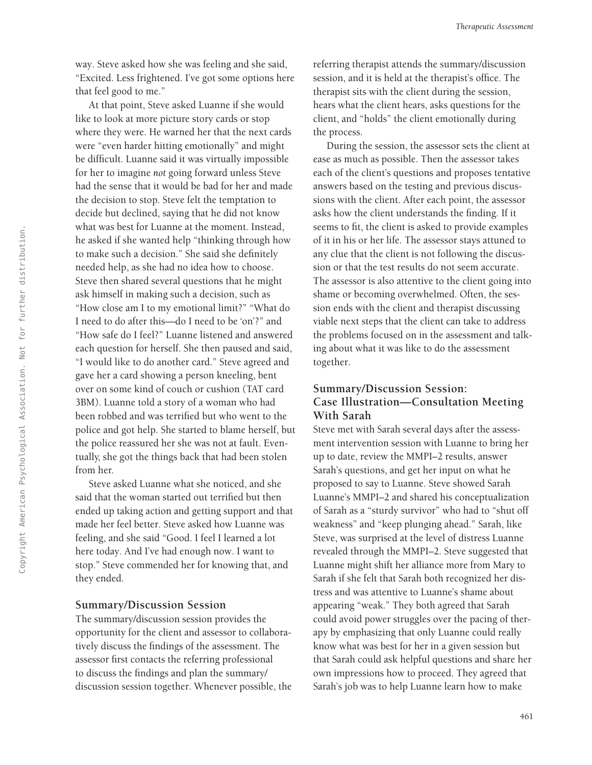way. Steve asked how she was feeling and she said, "Excited. Less frightened. I've got some options here that feel good to me."

At that point, Steve asked Luanne if she would like to look at more picture story cards or stop where they were. He warned her that the next cards were "even harder hitting emotionally" and might be difficult. Luanne said it was virtually impossible for her to imagine *not* going forward unless Steve had the sense that it would be bad for her and made the decision to stop. Steve felt the temptation to decide but declined, saying that he did not know what was best for Luanne at the moment. Instead, he asked if she wanted help "thinking through how to make such a decision." She said she definitely needed help, as she had no idea how to choose. Steve then shared several questions that he might ask himself in making such a decision, such as "How close am I to my emotional limit?" "What do I need to do after this—do I need to be 'on'?" and "How safe do I feel?" Luanne listened and answered each question for herself. She then paused and said, "I would like to do another card." Steve agreed and gave her a card showing a person kneeling, bent over on some kind of couch or cushion (TAT card 3BM). Luanne told a story of a woman who had been robbed and was terrified but who went to the police and got help. She started to blame herself, but the police reassured her she was not at fault. Eventually, she got the things back that had been stolen from her.

Steve asked Luanne what she noticed, and she said that the woman started out terrified but then ended up taking action and getting support and that made her feel better. Steve asked how Luanne was feeling, and she said "Good. I feel I learned a lot here today. And I've had enough now. I want to stop." Steve commended her for knowing that, and they ended.

### Summary/Discussion Session

The summary/discussion session provides the opportunity for the client and assessor to collaboratively discuss the findings of the assessment. The assessor first contacts the referring professional to discuss the findings and plan the summary/discussion session together. Whenever possible, the referring therapist attends the summary/discussion session, and it is held at the therapist's office. The therapist sits with the client during the session, hears what the client hears, asks questions for the client, and "holds" the client emotionally during the process.

During the session, the assessor sets the client at ease as much as possible. Then the assessor takes each of the client's questions and proposes tentative answers based on the testing and previous discussions with the client. After each point, the assessor asks how the client understands the finding. If it seems to fit, the client is asked to provide examples of it in his or her life. The assessor stays attuned to any clue that the client is not following the discussion or that the test results do not seem accurate. The assessor is also attentive to the client going into shame or becoming overwhelmed. Often, the session ends with the client and therapist discussing viable next steps that the client can take to address the problems focused on in the assessment and talking about what it was like to do the assessment together.

### Summary/Discussion Session: Case Illustration—Consultation Meeting With Sarah

Steve met with Sarah several days after the assessment intervention session with Luanne to bring her up to date, review the MMPI–2 results, answer Sarah's questions, and get her input on what he proposed to say to Luanne. Steve showed Sarah Luanne's MMPI–2 and shared his conceptualization of Sarah as a "sturdy survivor" who had to "shut off weakness" and "keep plunging ahead." Sarah, like Steve, was surprised at the level of distress Luanne revealed through the MMPI–2. Steve suggested that Luanne might shift her alliance more from Mary to Sarah if she felt that Sarah both recognized her distress and was attentive to Luanne's shame about appearing "weak." They both agreed that Sarah could avoid power struggles over the pacing of therapy by emphasizing that only Luanne could really know what was best for her in a given session but that Sarah could ask helpful questions and share her own impressions how to proceed. They agreed that Sarah's job was to help Luanne learn how to make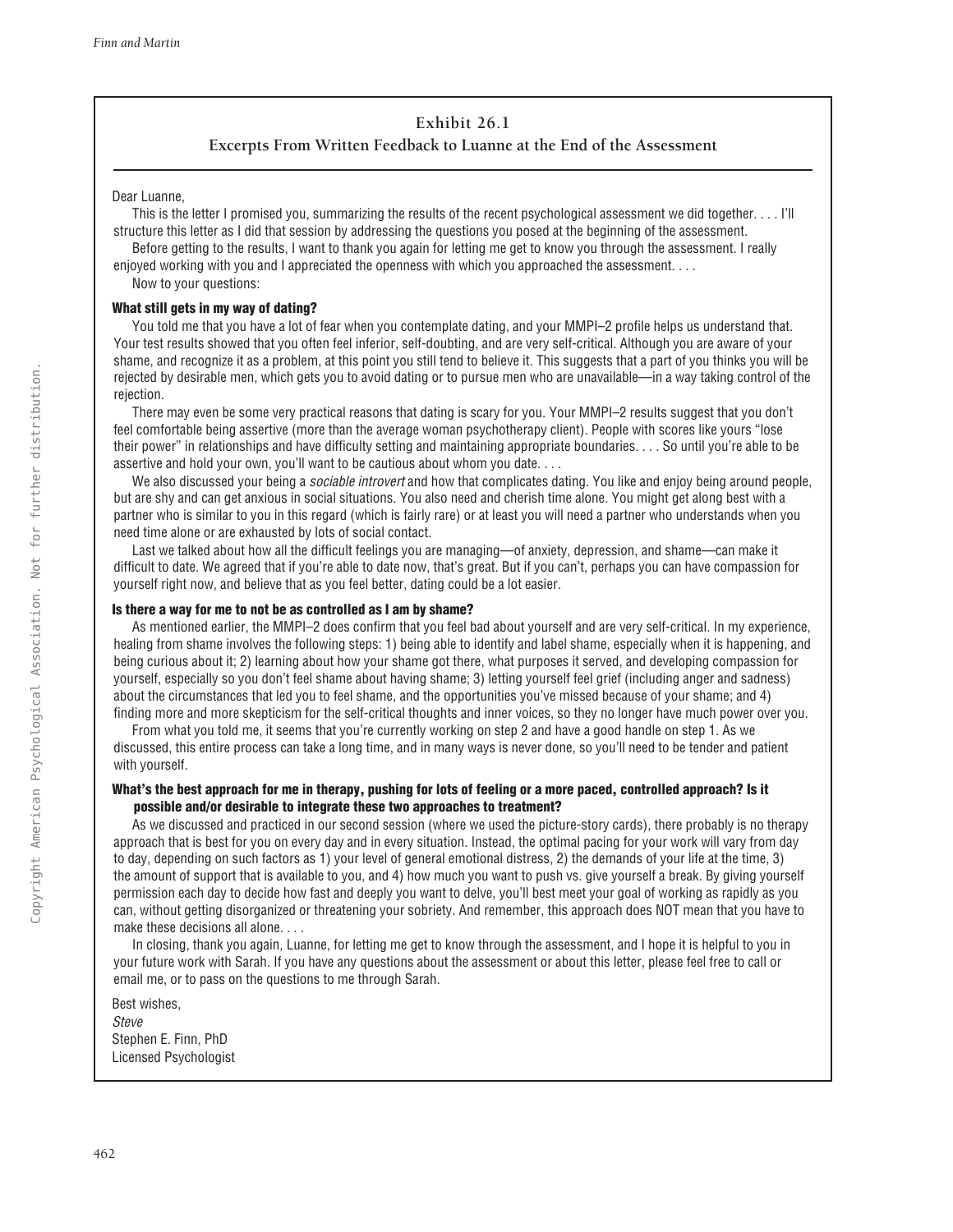## Exhibit 26.1

### Excerpts From Written Feedback to Luanne at the End of the Assessment

Dear Luanne,

This is the letter I promised you, summarizing the results of the recent psychological assessment we did together. . . . I'll structure this letter as I did that session by addressing the questions you posed at the beginning of the assessment.

Before getting to the results, I want to thank you again for letting me get to know you through the assessment. I really enjoyed working with you and I appreciated the openness with which you approached the assessment. . . .

Now to your questions:

**What still gets in my way of dating?**

You told me that you have a lot of fear when you contemplate dating, and your MMPI–2 profile helps us understand that. Your test results showed that you often feel inferior, self-doubting, and are very self-critical. Although you are aware of your shame, and recognize it as a problem, at this point you still tend to believe it. This suggests that a part of you thinks you will be rejected by desirable men, which gets you to avoid dating or to pursue men who are unavailable—in a way taking control of the rejection.

There may even be some very practical reasons that dating is scary for you. Your MMPI–2 results suggest that you don't feel comfortable being assertive (more than the average woman psychotherapy client). People with scores like yours "lose their power" in relationships and have difficulty setting and maintaining appropriate boundaries. . . . So until you're able to be assertive and hold your own, you'll want to be cautious about whom you date. . . .

We also discussed your being a *sociable introvert* and how that complicates dating. You like and enjoy being around people, but are shy and can get anxious in social situations. You also need and cherish time alone. You might get along best with a partner who is similar to you in this regard (which is fairly rare) or at least you will need a partner who understands when you need time alone or are exhausted by lots of social contact.

Last we talked about how all the difficult feelings you are managing—of anxiety, depression, and shame—can make it difficult to date. We agreed that if you're able to date now, that's great. But if you can't, perhaps you can have compassion for yourself right now, and believe that as you feel better, dating could be a lot easier.

**Is there a way for me to not be as controlled as I am by shame?**

As mentioned earlier, the MMPI–2 does confirm that you feel bad about yourself and are very self-critical. In my experience, healing from shame involves the following steps: 1) being able to identify and label shame, especially when it is happening, and being curious about it; 2) learning about how your shame got there, what purposes it served, and developing compassion for yourself, especially so you don't feel shame about having shame; 3) letting yourself feel grief (including anger and sadness) about the circumstances that led you to feel shame, and the opportunities you've missed because of your shame; and 4) finding more and more skepticism for the self-critical thoughts and inner voices, so they no longer have much power over you.

From what you told me, it seems that you're currently working on step 2 and have a good handle on step 1. As we discussed, this entire process can take a long time, and in many ways is never done, so you'll need to be tender and patient with yourself.

**What's the best approach for me in therapy, pushing for lots of feeling or a more paced, controlled approach? Is it possible and/or desirable to integrate these two approaches to treatment?**

As we discussed and practiced in our second session (where we used the picture-story cards), there probably is no therapy approach that is best for you on every day and in every situation. Instead, the optimal pacing for your work will vary from day to day, depending on such factors as 1) your level of general emotional distress, 2) the demands of your life at the time, 3) the amount of support that is available to you, and 4) how much you want to push vs. give yourself a break. By giving yourself permission each day to decide how fast and deeply you want to delve, you'll best meet your goal of working as rapidly as you can, without getting disorganized or threatening your sobriety. And remember, this approach does NOT mean that you have to make these decisions all alone. . . .

In closing, thank you again, Luanne, for letting me get to know through the assessment, and I hope it is helpful to you in your future work with Sarah. If you have any questions about the assessment or about this letter, please feel free to call or email me, or to pass on the questions to me through Sarah.

Best wishes,
*Steve*
Stephen E. Finn, PhD
Licensed Psychologist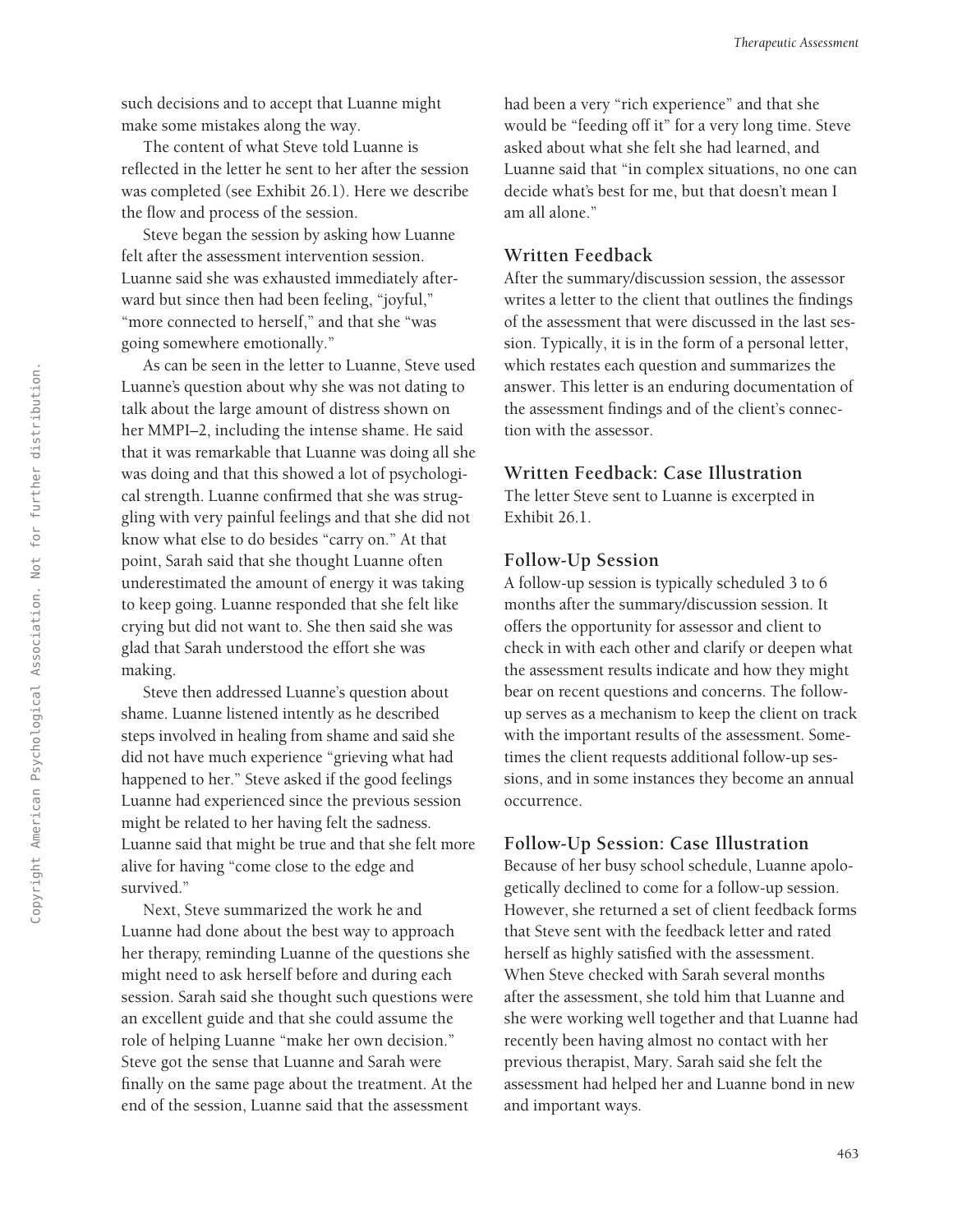such decisions and to accept that Luanne might make some mistakes along the way.

The content of what Steve told Luanne is reflected in the letter he sent to her after the session was completed (see Exhibit 26.1). Here we describe the flow and process of the session.

Steve began the session by asking how Luanne felt after the assessment intervention session. Luanne said she was exhausted immediately afterward but since then had been feeling, "joyful," "more connected to herself," and that she "was going somewhere emotionally."

As can be seen in the letter to Luanne, Steve used Luanne's question about why she was not dating to talk about the large amount of distress shown on her MMPI–2, including the intense shame. He said that it was remarkable that Luanne was doing all she was doing and that this showed a lot of psychological strength. Luanne confirmed that she was struggling with very painful feelings and that she did not know what else to do besides "carry on." At that point, Sarah said that she thought Luanne often underestimated the amount of energy it was taking to keep going. Luanne responded that she felt like crying but did not want to. She then said she was glad that Sarah understood the effort she was making.

Steve then addressed Luanne's question about shame. Luanne listened intently as he described steps involved in healing from shame and said she did not have much experience "grieving what had happened to her." Steve asked if the good feelings Luanne had experienced since the previous session might be related to her having felt the sadness. Luanne said that might be true and that she felt more alive for having "come close to the edge and survived."

Next, Steve summarized the work he and Luanne had done about the best way to approach her therapy, reminding Luanne of the questions she might need to ask herself before and during each session. Sarah said she thought such questions were an excellent guide and that she could assume the role of helping Luanne "make her own decision." Steve got the sense that Luanne and Sarah were finally on the same page about the treatment. At the end of the session, Luanne said that the assessment had been a very "rich experience" and that she would be "feeding off it" for a very long time. Steve asked about what she felt she had learned, and Luanne said that "in complex situations, no one can decide what's best for me, but that doesn't mean I am all alone."

### Written Feedback

After the summary/discussion session, the assessor writes a letter to the client that outlines the findings of the assessment that were discussed in the last session. Typically, it is in the form of a personal letter, which restates each question and summarizes the answer. This letter is an enduring documentation of the assessment findings and of the client's connection with the assessor.

### Written Feedback: Case Illustration

The letter Steve sent to Luanne is excerpted in Exhibit 26.1.

### Follow-Up Session

A follow-up session is typically scheduled 3 to 6 months after the summary/discussion session. It offers the opportunity for assessor and client to check in with each other and clarify or deepen what the assessment results indicate and how they might bear on recent questions and concerns. The follow-up serves as a mechanism to keep the client on track with the important results of the assessment. Sometimes the client requests additional follow-up sessions, and in some instances they become an annual occurrence.

### Follow-Up Session: Case Illustration

Because of her busy school schedule, Luanne apologetically declined to come for a follow-up session. However, she returned a set of client feedback forms that Steve sent with the feedback letter and rated herself as highly satisfied with the assessment. When Steve checked with Sarah several months after the assessment, she told him that Luanne and she were working well together and that Luanne had recently been having almost no contact with her previous therapist, Mary. Sarah said she felt the assessment had helped her and Luanne bond in new and important ways.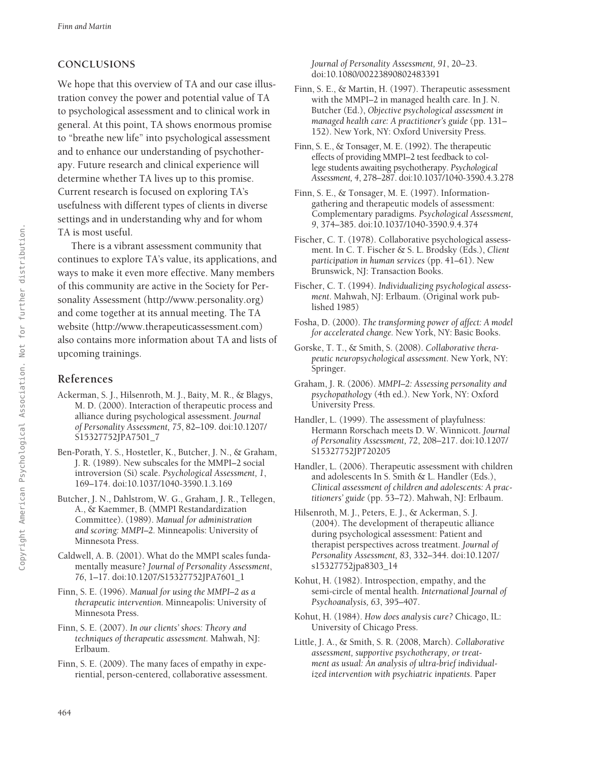## CONCLUSIONS

We hope that this overview of TA and our case illustration convey the power and potential value of TA to psychological assessment and to clinical work in general. At this point, TA shows enormous promise to "breathe new life" into psychological assessment and to enhance our understanding of psychotherapy. Future research and clinical experience will determine whether TA lives up to this promise. Current research is focused on exploring TA's usefulness with different types of clients in diverse settings and in understanding why and for whom TA is most useful.

There is a vibrant assessment community that continues to explore TA's value, its applications, and ways to make it even more effective. Many members of this community are active in the Society for Personality Assessment (http://www.personality.org) and come together at its annual meeting. The TA website (http://www.therapeuticassessment.com) also contains more information about TA and lists of upcoming trainings.

## References

Ackerman, S. J., Hilsenroth, M. J., Baity, M. R., & Blagys, M. D. (2000). Interaction of therapeutic process and alliance during psychological assessment. *Journal of Personality Assessment, 75*, 82–109. doi:10.1207/S15327752JPA7501_7

Ben-Porath, Y. S., Hostetler, K., Butcher, J. N., & Graham, J. R. (1989). New subscales for the MMPI–2 social introversion (Si) scale. *Psychological Assessment, 1*, 169–174. doi:10.1037/1040-3590.1.3.169

Butcher, J. N., Dahlstrom, W. G., Graham, J. R., Tellegen, A., & Kaemmer, B. (MMPI Restandardization Committee). (1989). *Manual for administration and scoring: MMPI–2.* Minneapolis: University of Minnesota Press.

Caldwell, A. B. (2001). What do the MMPI scales fundamentally measure? *Journal of Personality Assessment, 76*, 1–17. doi:10.1207/S15327752JPA7601_1

Finn, S. E. (1996). *Manual for using the MMPI–2 as a therapeutic intervention.* Minneapolis: University of Minnesota Press.

Finn, S. E. (2007). *In our clients' shoes: Theory and techniques of therapeutic assessment.* Mahwah, NJ: Erlbaum.

Finn, S. E. (2009). The many faces of empathy in experiential, person-centered, collaborative assessment. *Journal of Personality Assessment, 91*, 20–23. doi:10.1080/00223890802483391

Finn, S. E., & Martin, H. (1997). Therapeutic assessment with the MMPI–2 in managed health care. In J. N. Butcher (Ed.), *Objective psychological assessment in managed health care: A practitioner's guide* (pp. 131–152). New York, NY: Oxford University Press.

Finn, S. E., & Tonsager, M. E. (1992). The therapeutic effects of providing MMPI–2 test feedback to college students awaiting psychotherapy. *Psychological Assessment, 4*, 278–287. doi:10.1037/1040-3590.4.3.278

Finn, S. E., & Tonsager, M. E. (1997). Information-gathering and therapeutic models of assessment: Complementary paradigms. *Psychological Assessment, 9*, 374–385. doi:10.1037/1040-3590.9.4.374

Fischer, C. T. (1978). Collaborative psychological assessment. In C. T. Fischer & S. L. Brodsky (Eds.), *Client participation in human services* (pp. 41–61). New Brunswick, NJ: Transaction Books.

Fischer, C. T. (1994). *Individualizing psychological assessment.* Mahwah, NJ: Erlbaum. (Original work published 1985)

Fosha, D. (2000). *The transforming power of affect: A model for accelerated change.* New York, NY: Basic Books.

Gorske, T. T., & Smith, S. (2008). *Collaborative therapeutic neuropsychological assessment.* New York, NY: Springer.

Graham, J. R. (2006). *MMPI–2: Assessing personality and psychopathology* (4th ed.). New York, NY: Oxford University Press.

Handler, L. (1999). The assessment of playfulness: Hermann Rorschach meets D. W. Winnicott. *Journal of Personality Assessment, 72*, 208–217. doi:10.1207/S15327752JP720205

Handler, L. (2006). Therapeutic assessment with children and adolescents In S. Smith & L. Handler (Eds.), *Clinical assessment of children and adolescents: A practitioners' guide* (pp. 53–72). Mahwah, NJ: Erlbaum.

Hilsenroth, M. J., Peters, E. J., & Ackerman, S. J. (2004). The development of therapeutic alliance during psychological assessment: Patient and therapist perspectives across treatment. *Journal of Personality Assessment, 83*, 332–344. doi:10.1207/s15327752jpa8303_14

Kohut, H. (1982). Introspection, empathy, and the semi-circle of mental health. *International Journal of Psychoanalysis, 63*, 395–407.

Kohut, H. (1984). *How does analysis cure?* Chicago, IL: University of Chicago Press.

Little, J. A., & Smith, S. R. (2008, March). *Collaborative assessment, supportive psychotherapy, or treatment as usual: An analysis of ultra-brief individualized intervention with psychiatric inpatients.* Paper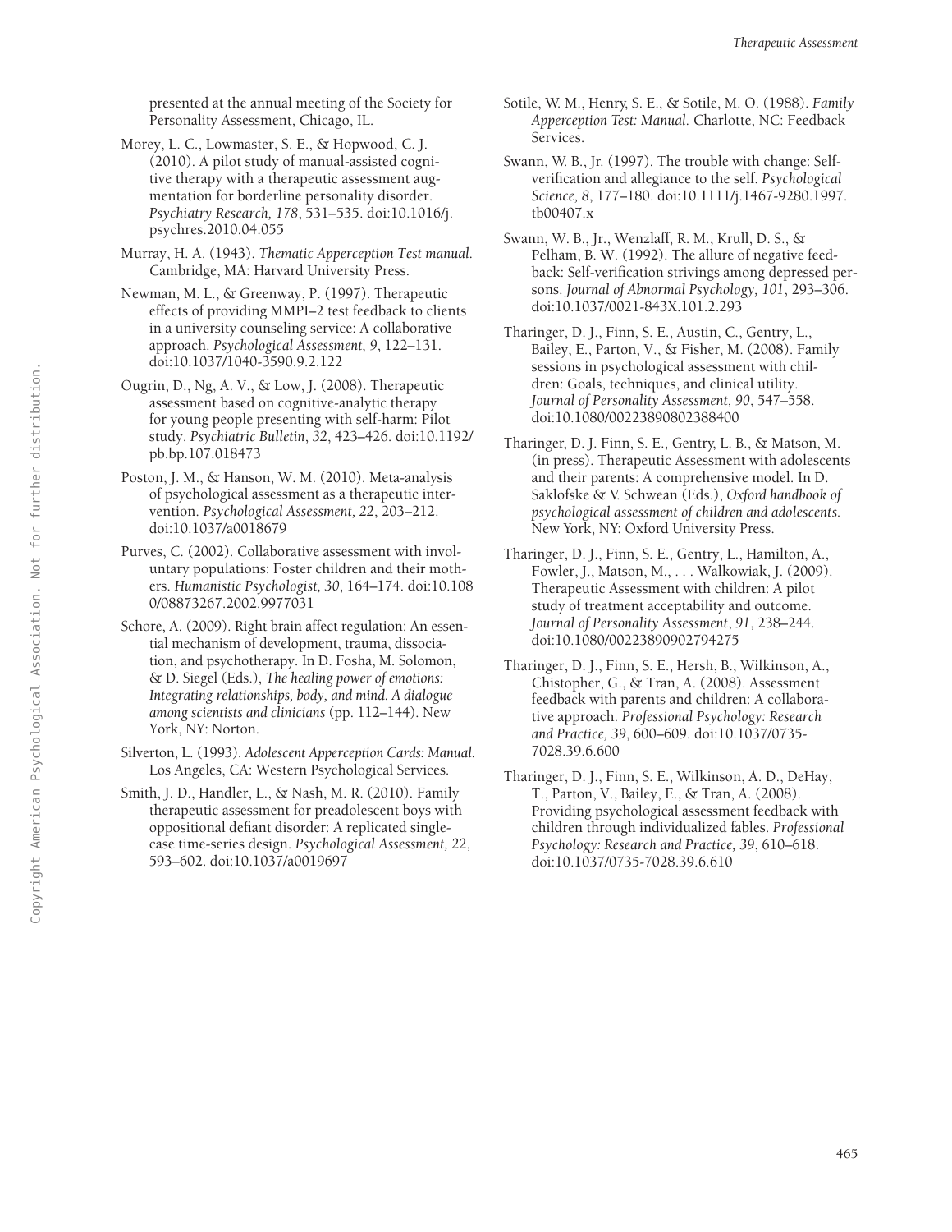presented at the annual meeting of the Society for Personality Assessment, Chicago, IL.

Morey, L. C., Lowmaster, S. E., & Hopwood, C. J. (2010). A pilot study of manual-assisted cognitive therapy with a therapeutic assessment augmentation for borderline personality disorder. *Psychiatry Research, 178*, 531–535. doi:10.1016/j.psychres.2010.04.055

Murray, H. A. (1943). *Thematic Apperception Test manual.* Cambridge, MA: Harvard University Press.

Newman, M. L., & Greenway, P. (1997). Therapeutic effects of providing MMPI–2 test feedback to clients in a university counseling service: A collaborative approach. *Psychological Assessment, 9*, 122–131. doi:10.1037/1040-3590.9.2.122

Ougrin, D., Ng, A. V., & Low, J. (2008). Therapeutic assessment based on cognitive-analytic therapy for young people presenting with self-harm: Pilot study. *Psychiatric Bulletin*, *32*, 423–426. doi:10.1192/pb.bp.107.018473

Poston, J. M., & Hanson, W. M. (2010). Meta-analysis of psychological assessment as a therapeutic intervention. *Psychological Assessment, 22*, 203–212. doi:10.1037/a0018679

Purves, C. (2002). Collaborative assessment with involuntary populations: Foster children and their mothers. *Humanistic Psychologist, 30*, 164–174. doi:10.1080/08873267.2002.9977031

Schore, A. (2009). Right brain affect regulation: An essential mechanism of development, trauma, dissociation, and psychotherapy. In D. Fosha, M. Solomon, & D. Siegel (Eds.), *The healing power of emotions: Integrating relationships, body, and mind. A dialogue among scientists and clinicians* (pp. 112–144). New York, NY: Norton.

Silverton, L. (1993). *Adolescent Apperception Cards: Manual.* Los Angeles, CA: Western Psychological Services.

Smith, J. D., Handler, L., & Nash, M. R. (2010). Family therapeutic assessment for preadolescent boys with oppositional defiant disorder: A replicated single-case time-series design. *Psychological Assessment, 22*, 593–602. doi:10.1037/a0019697

Sotile, W. M., Henry, S. E., & Sotile, M. O. (1988). *Family Apperception Test: Manual.* Charlotte, NC: Feedback Services.

Swann, W. B., Jr. (1997). The trouble with change: Self-verification and allegiance to the self. *Psychological Science, 8*, 177–180. doi:10.1111/j.1467-9280.1997.tb00407.x

Swann, W. B., Jr., Wenzlaff, R. M., Krull, D. S., & Pelham, B. W. (1992). The allure of negative feedback: Self-verification strivings among depressed persons. *Journal of Abnormal Psychology, 101*, 293–306. doi:10.1037/0021-843X.101.2.293

Tharinger, D. J., Finn, S. E., Austin, C., Gentry, L., Bailey, E., Parton, V., & Fisher, M. (2008). Family sessions in psychological assessment with children: Goals, techniques, and clinical utility. *Journal of Personality Assessment, 90*, 547–558. doi:10.1080/00223890802388400

Tharinger, D. J. Finn, S. E., Gentry, L. B., & Matson, M. (in press). Therapeutic Assessment with adolescents and their parents: A comprehensive model. In D. Saklofske & V. Schwean (Eds.), *Oxford handbook of psychological assessment of children and adolescents.* New York, NY: Oxford University Press.

Tharinger, D. J., Finn, S. E., Gentry, L., Hamilton, A., Fowler, J., Matson, M., . . . Walkowiak, J. (2009). Therapeutic Assessment with children: A pilot study of treatment acceptability and outcome. *Journal of Personality Assessment*, *91*, 238–244. doi:10.1080/00223890902794275

Tharinger, D. J., Finn, S. E., Hersh, B., Wilkinson, A., Chistopher, G., & Tran, A. (2008). Assessment feedback with parents and children: A collaborative approach. *Professional Psychology: Research and Practice, 39*, 600–609. doi:10.1037/0735-7028.39.6.600

Tharinger, D. J., Finn, S. E., Wilkinson, A. D., DeHay, T., Parton, V., Bailey, E., & Tran, A. (2008). Providing psychological assessment feedback with children through individualized fables. *Professional Psychology: Research and Practice, 39*, 610–618. doi:10.1037/0735-7028.39.6.610